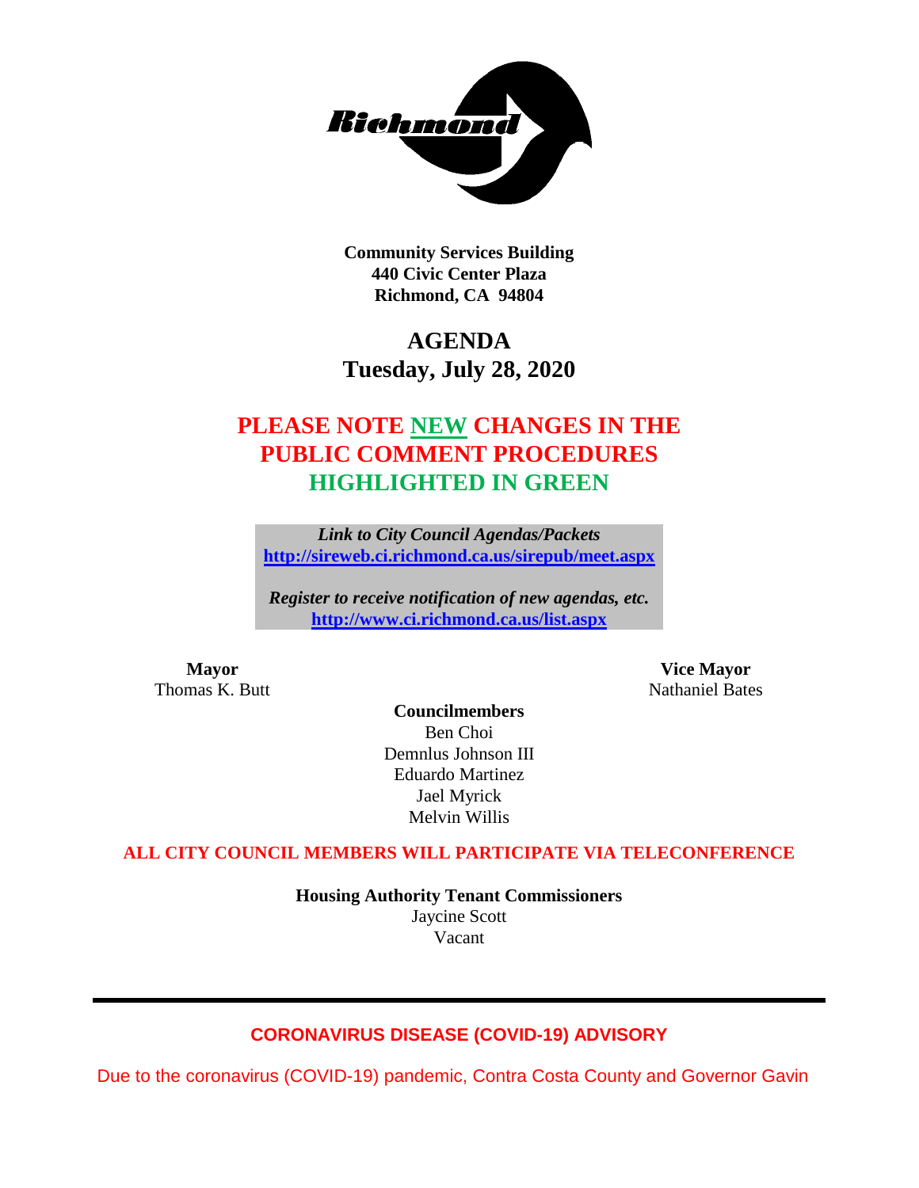Richmond

**Community Services Building**
**440 Civic Center Plaza**
**Richmond, CA 94804**

# AGENDA
## Tuesday, July 28, 2020

## PLEASE NOTE NEW CHANGES IN THE PUBLIC COMMENT PROCEDURES HIGHLIGHTED IN GREEN

***Link to City Council Agendas/Packets***
**http://sireweb.ci.richmond.ca.us/sirepub/meet.aspx**

***Register to receive notification of new agendas, etc.***
**http://www.ci.richmond.ca.us/list.aspx**

**Mayor**
Thomas K. Butt

**Vice Mayor**
Nathaniel Bates

**Councilmembers**
Ben Choi
Demnlus Johnson III
Eduardo Martinez
Jael Myrick
Melvin Willis

**ALL CITY COUNCIL MEMBERS WILL PARTICIPATE VIA TELECONFERENCE**

**Housing Authority Tenant Commissioners**
Jaycine Scott
Vacant

---

### CORONAVIRUS DISEASE (COVID-19) ADVISORY

Due to the coronavirus (COVID-19) pandemic, Contra Costa County and Governor Gavin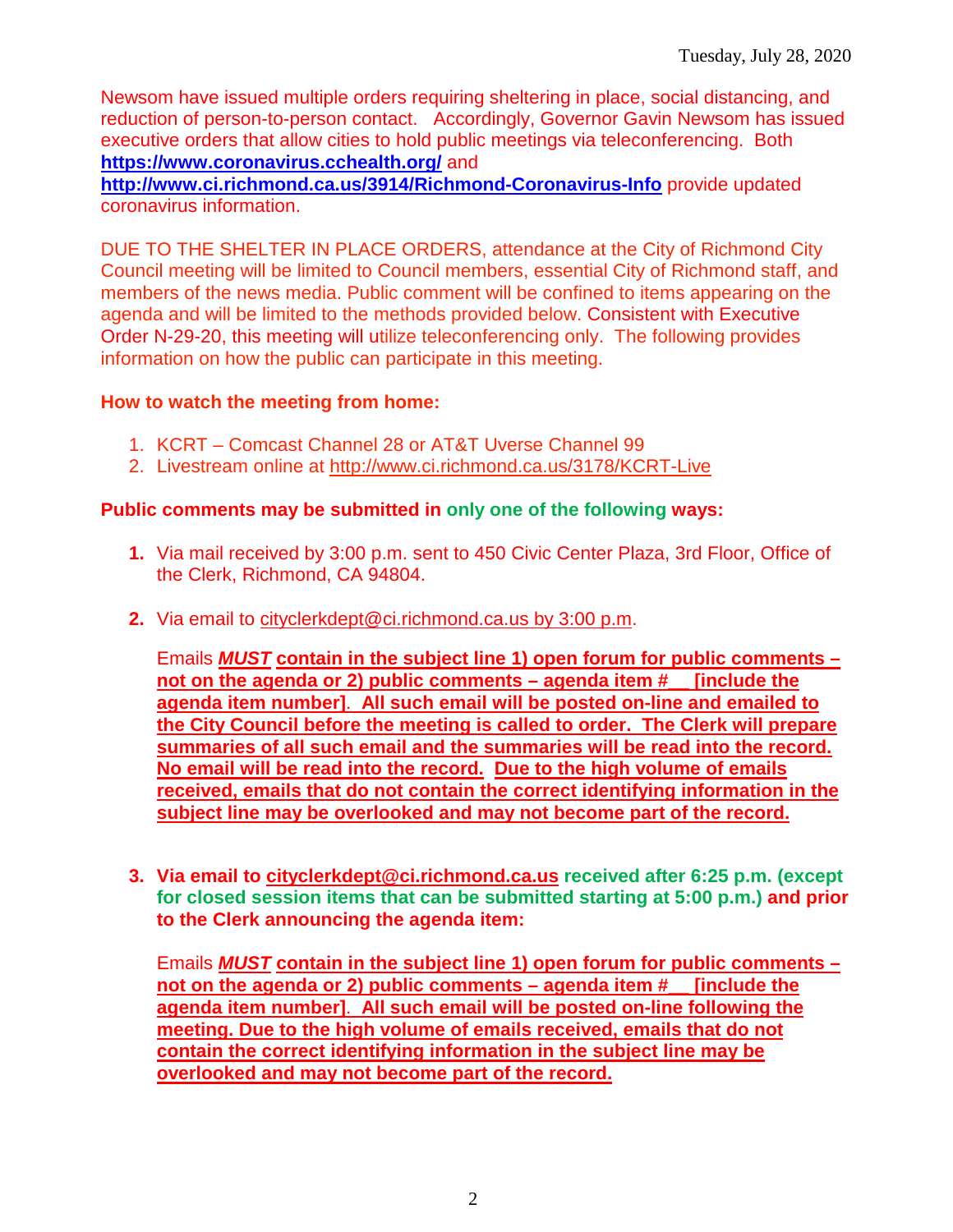Newsom have issued multiple orders requiring sheltering in place, social distancing, and reduction of person-to-person contact. Accordingly, Governor Gavin Newsom has issued executive orders that allow cities to hold public meetings via teleconferencing. Both **https://www.coronavirus.cchealth.org/** and **http://www.ci.richmond.ca.us/3914/Richmond-Coronavirus-Info** provide updated coronavirus information.

DUE TO THE SHELTER IN PLACE ORDERS, attendance at the City of Richmond City Council meeting will be limited to Council members, essential City of Richmond staff, and members of the news media. Public comment will be confined to items appearing on the agenda and will be limited to the methods provided below. Consistent with Executive Order N-29-20, this meeting will utilize teleconferencing only. The following provides information on how the public can participate in this meeting.

**How to watch the meeting from home:**

1. KCRT – Comcast Channel 28 or AT&T Uverse Channel 99
2. Livestream online at http://www.ci.richmond.ca.us/3178/KCRT-Live

**Public comments may be submitted in only one of the following ways:**

1. Via mail received by 3:00 p.m. sent to 450 Civic Center Plaza, 3rd Floor, Office of the Clerk, Richmond, CA 94804.

2. Via email to cityclerkdept@ci.richmond.ca.us by 3:00 p.m.

   Emails ***MUST*** **contain in the subject line 1) open forum for public comments – not on the agenda or 2) public comments – agenda item #__ [include the agenda item number]. All such email will be posted on-line and emailed to the City Council before the meeting is called to order. The Clerk will prepare summaries of all such email and the summaries will be read into the record. No email will be read into the record. Due to the high volume of emails received, emails that do not contain the correct identifying information in the subject line may be overlooked and may not become part of the record.**

3. **Via email to cityclerkdept@ci.richmond.ca.us received after 6:25 p.m. (except for closed session items that can be submitted starting at 5:00 p.m.) and prior to the Clerk announcing the agenda item:**

   Emails ***MUST*** **contain in the subject line 1) open forum for public comments – not on the agenda or 2) public comments – agenda item #__ [include the agenda item number]. All such email will be posted on-line following the meeting. Due to the high volume of emails received, emails that do not contain the correct identifying information in the subject line may be overlooked and may not become part of the record.**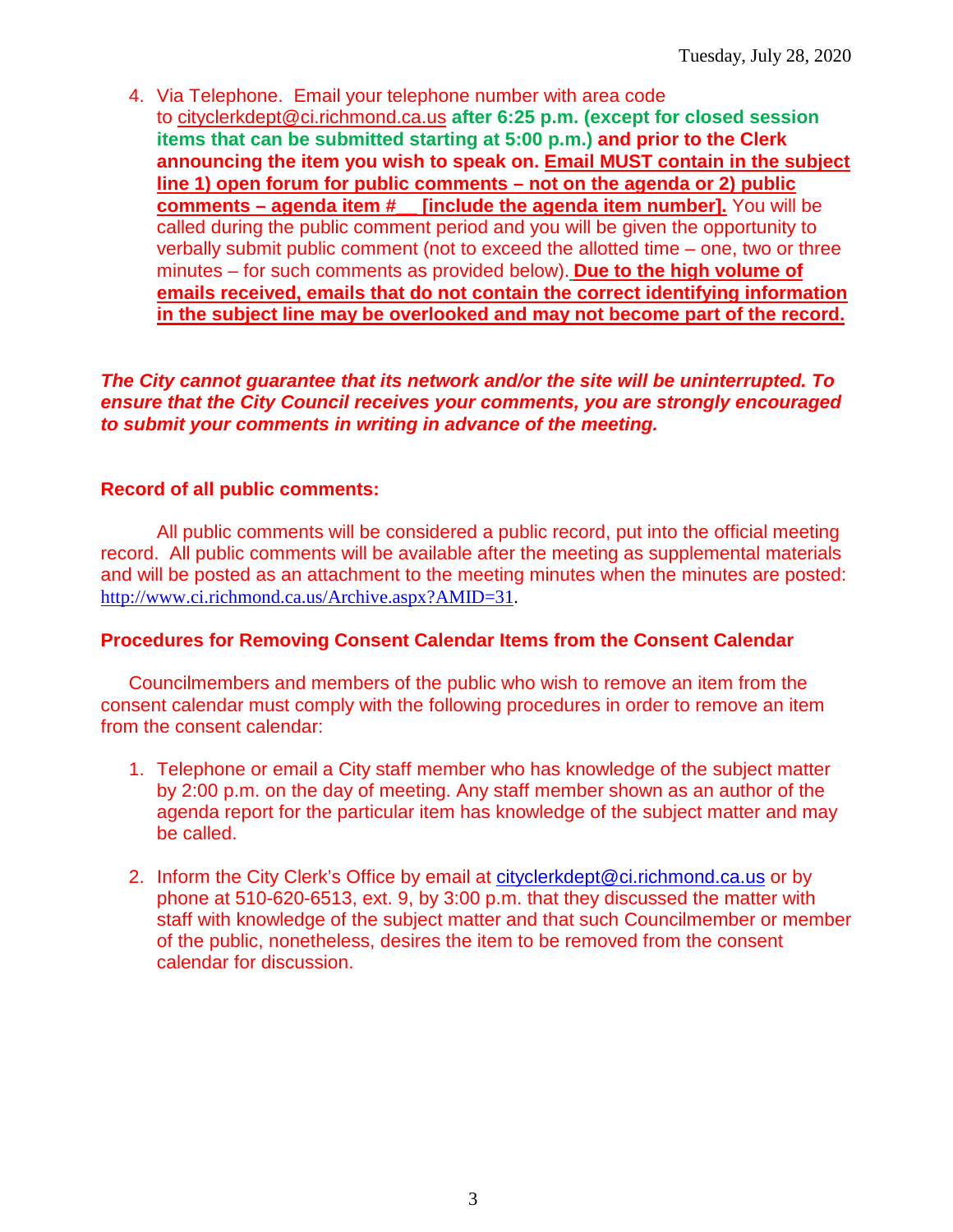4. Via Telephone. Email your telephone number with area code to cityclerkdept@ci.richmond.ca.us **after 6:25 p.m. (except for closed session items that can be submitted starting at 5:00 p.m.) and prior to the Clerk announcing the item you wish to speak on. Email MUST contain in the subject line 1) open forum for public comments – not on the agenda or 2) public comments – agenda item #__ [include the agenda item number].** You will be called during the public comment period and you will be given the opportunity to verbally submit public comment (not to exceed the allotted time – one, two or three minutes – for such comments as provided below). **Due to the high volume of emails received, emails that do not contain the correct identifying information in the subject line may be overlooked and may not become part of the record.**

***The City cannot guarantee that its network and/or the site will be uninterrupted. To ensure that the City Council receives your comments, you are strongly encouraged to submit your comments in writing in advance of the meeting.***

**Record of all public comments:**

All public comments will be considered a public record, put into the official meeting record. All public comments will be available after the meeting as supplemental materials and will be posted as an attachment to the meeting minutes when the minutes are posted: http://www.ci.richmond.ca.us/Archive.aspx?AMID=31.

**Procedures for Removing Consent Calendar Items from the Consent Calendar**

Councilmembers and members of the public who wish to remove an item from the consent calendar must comply with the following procedures in order to remove an item from the consent calendar:

1. Telephone or email a City staff member who has knowledge of the subject matter by 2:00 p.m. on the day of meeting. Any staff member shown as an author of the agenda report for the particular item has knowledge of the subject matter and may be called.

2. Inform the City Clerk's Office by email at cityclerkdept@ci.richmond.ca.us or by phone at 510-620-6513, ext. 9, by 3:00 p.m. that they discussed the matter with staff with knowledge of the subject matter and that such Councilmember or member of the public, nonetheless, desires the item to be removed from the consent calendar for discussion.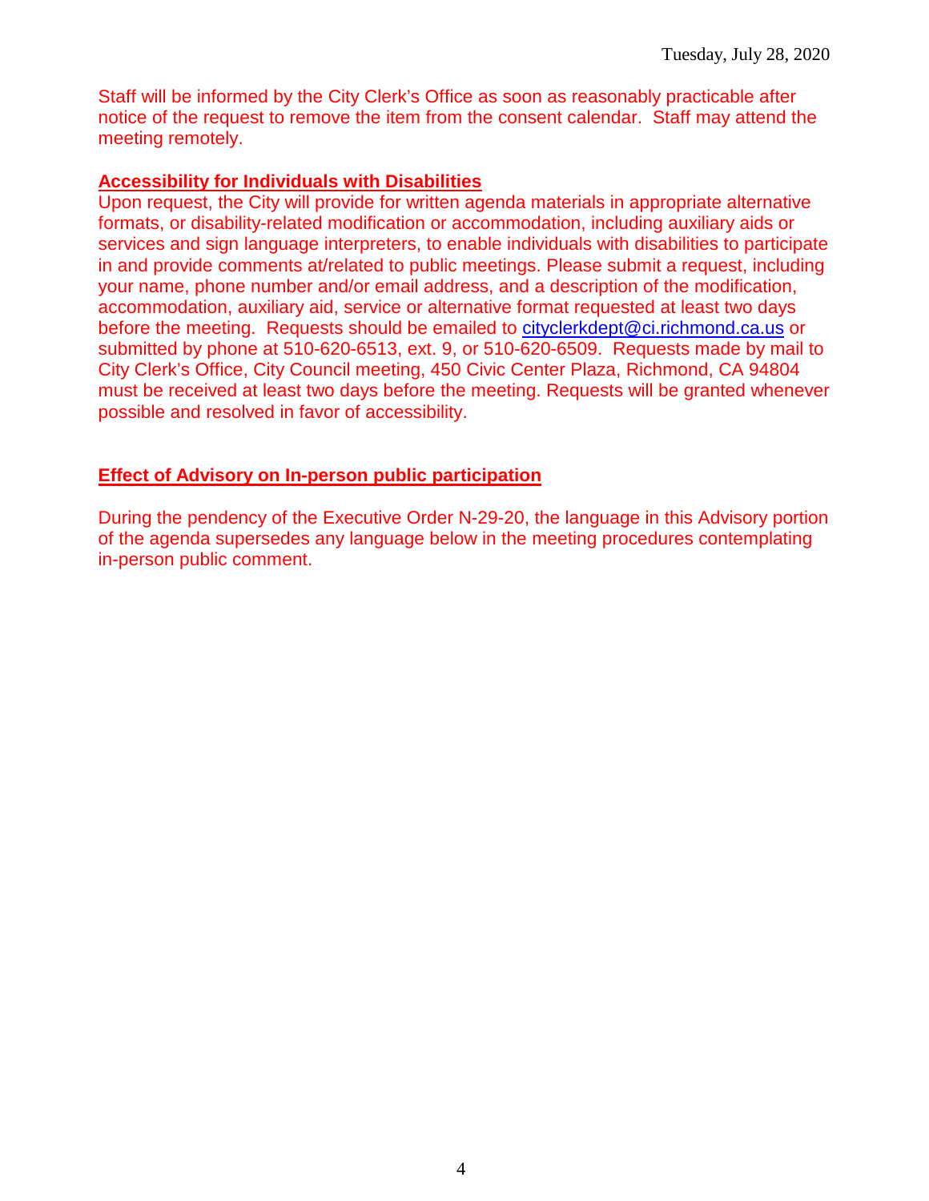Staff will be informed by the City Clerk's Office as soon as reasonably practicable after notice of the request to remove the item from the consent calendar. Staff may attend the meeting remotely.

**Accessibility for Individuals with Disabilities**

Upon request, the City will provide for written agenda materials in appropriate alternative formats, or disability-related modification or accommodation, including auxiliary aids or services and sign language interpreters, to enable individuals with disabilities to participate in and provide comments at/related to public meetings. Please submit a request, including your name, phone number and/or email address, and a description of the modification, accommodation, auxiliary aid, service or alternative format requested at least two days before the meeting. Requests should be emailed to cityclerkdept@ci.richmond.ca.us or submitted by phone at 510-620-6513, ext. 9, or 510-620-6509. Requests made by mail to City Clerk's Office, City Council meeting, 450 Civic Center Plaza, Richmond, CA 94804 must be received at least two days before the meeting. Requests will be granted whenever possible and resolved in favor of accessibility.

**Effect of Advisory on In-person public participation**

During the pendency of the Executive Order N-29-20, the language in this Advisory portion of the agenda supersedes any language below in the meeting procedures contemplating in-person public comment.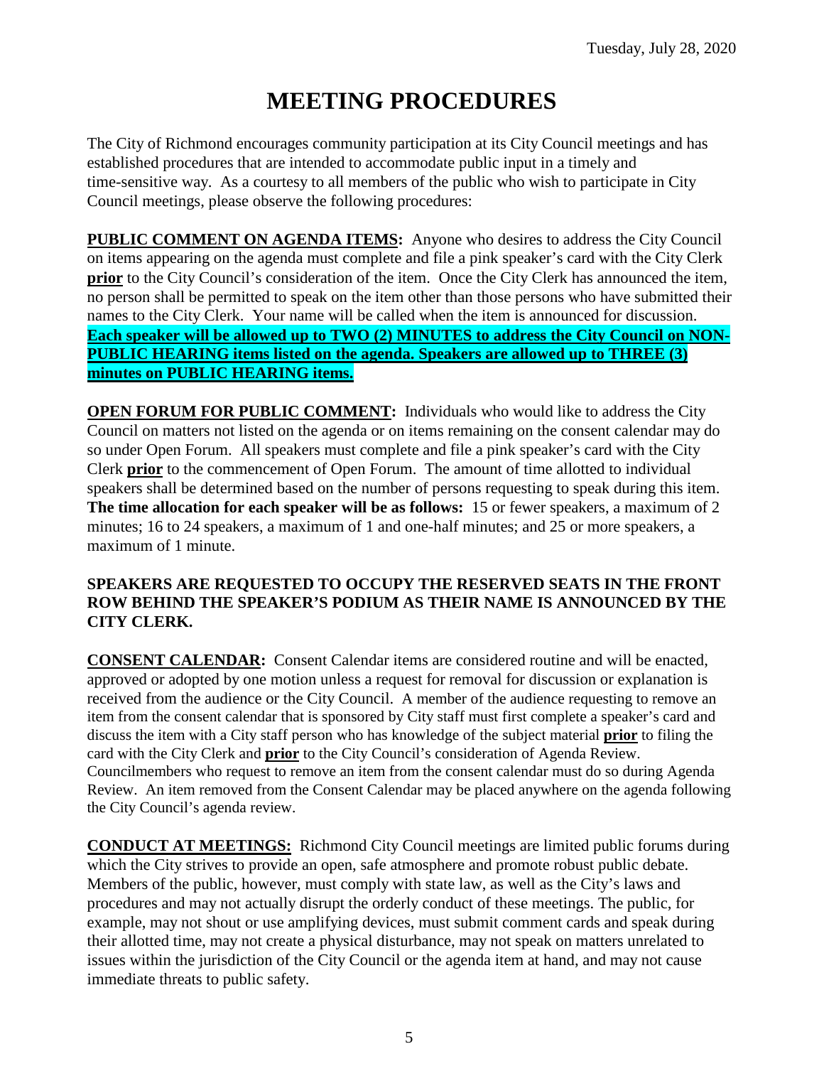# MEETING PROCEDURES

The City of Richmond encourages community participation at its City Council meetings and has established procedures that are intended to accommodate public input in a timely and time-sensitive way. As a courtesy to all members of the public who wish to participate in City Council meetings, please observe the following procedures:

**PUBLIC COMMENT ON AGENDA ITEMS:** Anyone who desires to address the City Council on items appearing on the agenda must complete and file a pink speaker's card with the City Clerk **prior** to the City Council's consideration of the item. Once the City Clerk has announced the item, no person shall be permitted to speak on the item other than those persons who have submitted their names to the City Clerk. Your name will be called when the item is announced for discussion. **Each speaker will be allowed up to TWO (2) MINUTES to address the City Council on NON-PUBLIC HEARING items listed on the agenda. Speakers are allowed up to THREE (3) minutes on PUBLIC HEARING items.**

**OPEN FORUM FOR PUBLIC COMMENT:** Individuals who would like to address the City Council on matters not listed on the agenda or on items remaining on the consent calendar may do so under Open Forum. All speakers must complete and file a pink speaker's card with the City Clerk **prior** to the commencement of Open Forum. The amount of time allotted to individual speakers shall be determined based on the number of persons requesting to speak during this item. **The time allocation for each speaker will be as follows:** 15 or fewer speakers, a maximum of 2 minutes; 16 to 24 speakers, a maximum of 1 and one-half minutes; and 25 or more speakers, a maximum of 1 minute.

**SPEAKERS ARE REQUESTED TO OCCUPY THE RESERVED SEATS IN THE FRONT ROW BEHIND THE SPEAKER'S PODIUM AS THEIR NAME IS ANNOUNCED BY THE CITY CLERK.**

**CONSENT CALENDAR:** Consent Calendar items are considered routine and will be enacted, approved or adopted by one motion unless a request for removal for discussion or explanation is received from the audience or the City Council. A member of the audience requesting to remove an item from the consent calendar that is sponsored by City staff must first complete a speaker's card and discuss the item with a City staff person who has knowledge of the subject material **prior** to filing the card with the City Clerk and **prior** to the City Council's consideration of Agenda Review. Councilmembers who request to remove an item from the consent calendar must do so during Agenda Review. An item removed from the Consent Calendar may be placed anywhere on the agenda following the City Council's agenda review.

**CONDUCT AT MEETINGS:** Richmond City Council meetings are limited public forums during which the City strives to provide an open, safe atmosphere and promote robust public debate. Members of the public, however, must comply with state law, as well as the City's laws and procedures and may not actually disrupt the orderly conduct of these meetings. The public, for example, may not shout or use amplifying devices, must submit comment cards and speak during their allotted time, may not create a physical disturbance, may not speak on matters unrelated to issues within the jurisdiction of the City Council or the agenda item at hand, and may not cause immediate threats to public safety.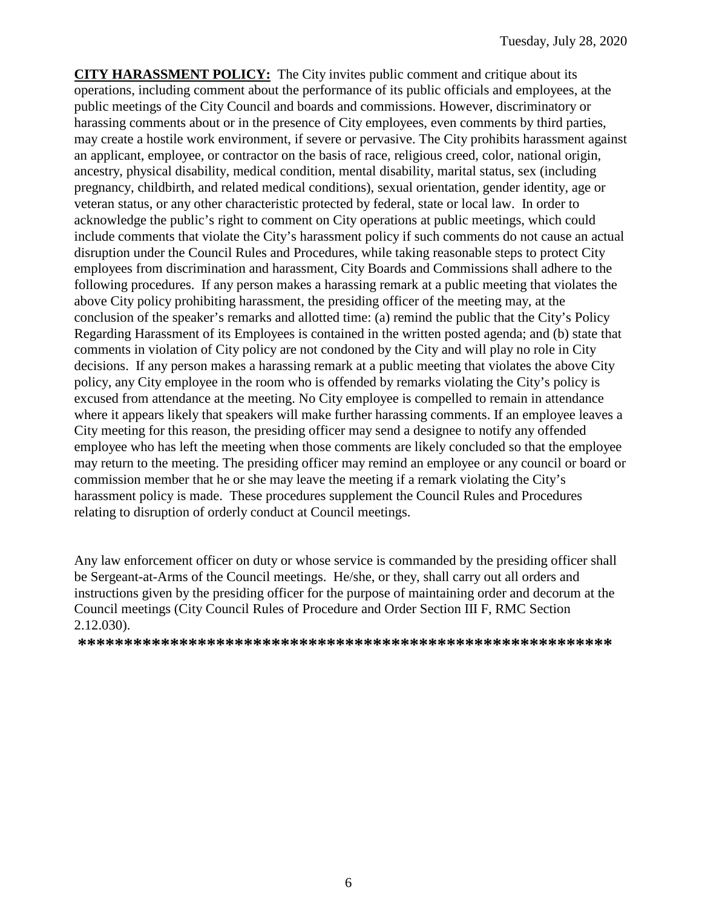**CITY HARASSMENT POLICY:** The City invites public comment and critique about its operations, including comment about the performance of its public officials and employees, at the public meetings of the City Council and boards and commissions. However, discriminatory or harassing comments about or in the presence of City employees, even comments by third parties, may create a hostile work environment, if severe or pervasive. The City prohibits harassment against an applicant, employee, or contractor on the basis of race, religious creed, color, national origin, ancestry, physical disability, medical condition, mental disability, marital status, sex (including pregnancy, childbirth, and related medical conditions), sexual orientation, gender identity, age or veteran status, or any other characteristic protected by federal, state or local law. In order to acknowledge the public's right to comment on City operations at public meetings, which could include comments that violate the City's harassment policy if such comments do not cause an actual disruption under the Council Rules and Procedures, while taking reasonable steps to protect City employees from discrimination and harassment, City Boards and Commissions shall adhere to the following procedures. If any person makes a harassing remark at a public meeting that violates the above City policy prohibiting harassment, the presiding officer of the meeting may, at the conclusion of the speaker's remarks and allotted time: (a) remind the public that the City's Policy Regarding Harassment of its Employees is contained in the written posted agenda; and (b) state that comments in violation of City policy are not condoned by the City and will play no role in City decisions. If any person makes a harassing remark at a public meeting that violates the above City policy, any City employee in the room who is offended by remarks violating the City's policy is excused from attendance at the meeting. No City employee is compelled to remain in attendance where it appears likely that speakers will make further harassing comments. If an employee leaves a City meeting for this reason, the presiding officer may send a designee to notify any offended employee who has left the meeting when those comments are likely concluded so that the employee may return to the meeting. The presiding officer may remind an employee or any council or board or commission member that he or she may leave the meeting if a remark violating the City's harassment policy is made. These procedures supplement the Council Rules and Procedures relating to disruption of orderly conduct at Council meetings.

Any law enforcement officer on duty or whose service is commanded by the presiding officer shall be Sergeant-at-Arms of the Council meetings. He/she, or they, shall carry out all orders and instructions given by the presiding officer for the purpose of maintaining order and decorum at the Council meetings (City Council Rules of Procedure and Order Section III F, RMC Section 2.12.030).

**********************************************************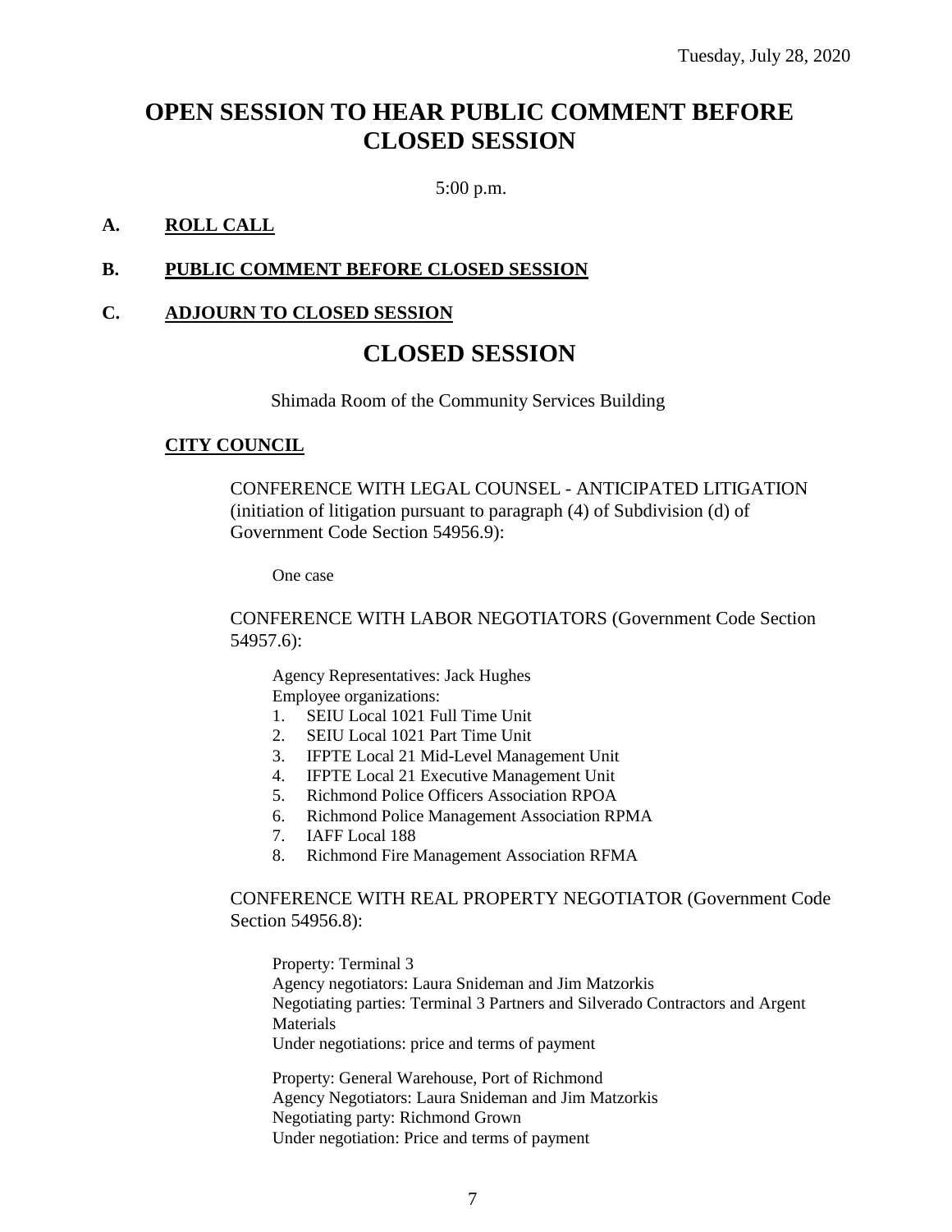Tuesday, July 28, 2020

# OPEN SESSION TO HEAR PUBLIC COMMENT BEFORE CLOSED SESSION

5:00 p.m.

**A. ROLL CALL**

**B. PUBLIC COMMENT BEFORE CLOSED SESSION**

**C. ADJOURN TO CLOSED SESSION**

# CLOSED SESSION

Shimada Room of the Community Services Building

**CITY COUNCIL**

CONFERENCE WITH LEGAL COUNSEL - ANTICIPATED LITIGATION (initiation of litigation pursuant to paragraph (4) of Subdivision (d) of Government Code Section 54956.9):

One case

CONFERENCE WITH LABOR NEGOTIATORS (Government Code Section 54957.6):

Agency Representatives: Jack Hughes
Employee organizations:

1. SEIU Local 1021 Full Time Unit
2. SEIU Local 1021 Part Time Unit
3. IFPTE Local 21 Mid-Level Management Unit
4. IFPTE Local 21 Executive Management Unit
5. Richmond Police Officers Association RPOA
6. Richmond Police Management Association RPMA
7. IAFF Local 188
8. Richmond Fire Management Association RFMA

CONFERENCE WITH REAL PROPERTY NEGOTIATOR (Government Code Section 54956.8):

Property: Terminal 3
Agency negotiators: Laura Snideman and Jim Matzorkis
Negotiating parties: Terminal 3 Partners and Silverado Contractors and Argent Materials
Under negotiations: price and terms of payment

Property: General Warehouse, Port of Richmond
Agency Negotiators: Laura Snideman and Jim Matzorkis
Negotiating party: Richmond Grown
Under negotiation: Price and terms of payment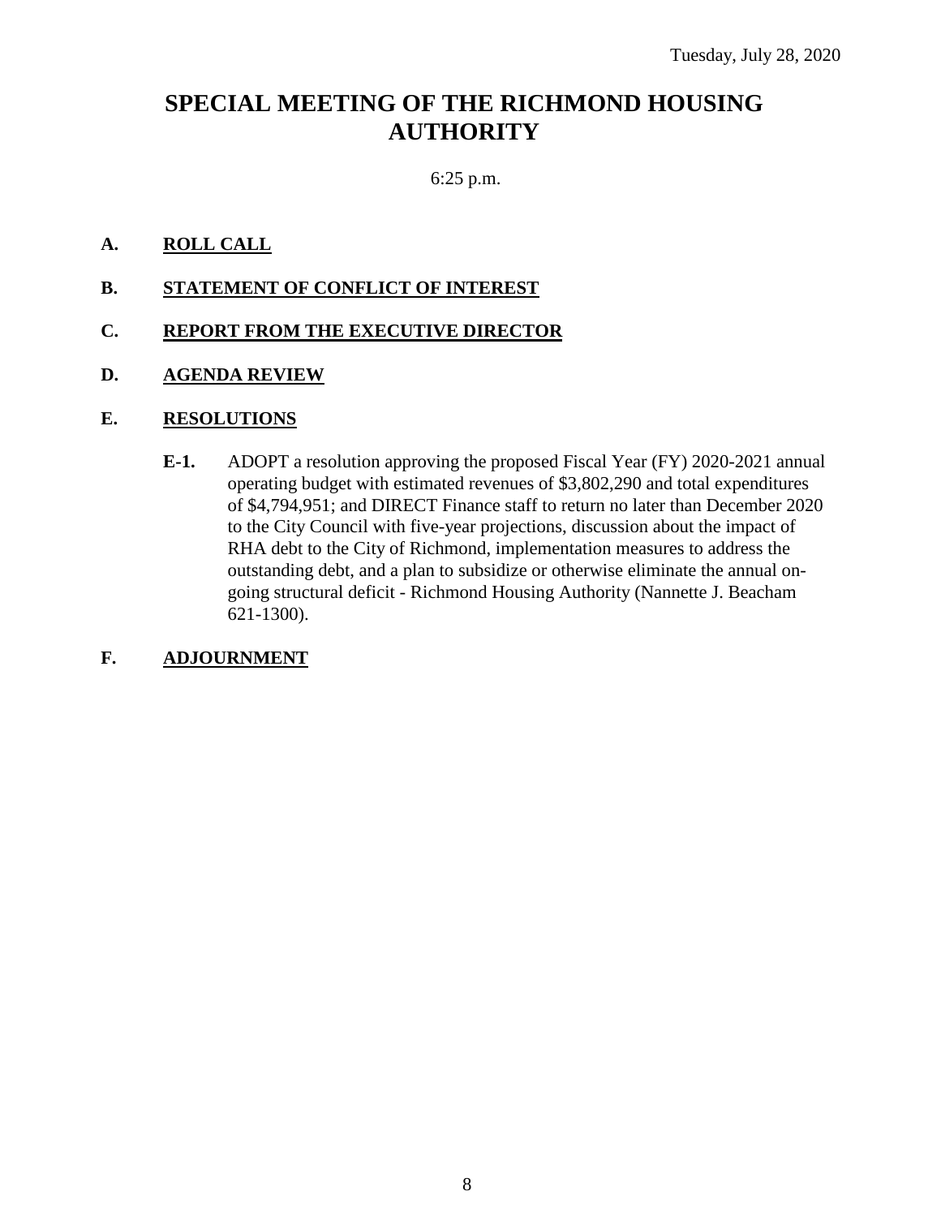Tuesday, July 28, 2020

# SPECIAL MEETING OF THE RICHMOND HOUSING AUTHORITY

6:25 p.m.

**A. ROLL CALL**

**B. STATEMENT OF CONFLICT OF INTEREST**

**C. REPORT FROM THE EXECUTIVE DIRECTOR**

**D. AGENDA REVIEW**

**E. RESOLUTIONS**

**E-1.** ADOPT a resolution approving the proposed Fiscal Year (FY) 2020-2021 annual operating budget with estimated revenues of $3,802,290 and total expenditures of $4,794,951; and DIRECT Finance staff to return no later than December 2020 to the City Council with five-year projections, discussion about the impact of RHA debt to the City of Richmond, implementation measures to address the outstanding debt, and a plan to subsidize or otherwise eliminate the annual on-going structural deficit - Richmond Housing Authority (Nannette J. Beacham 621-1300).

**F. ADJOURNMENT**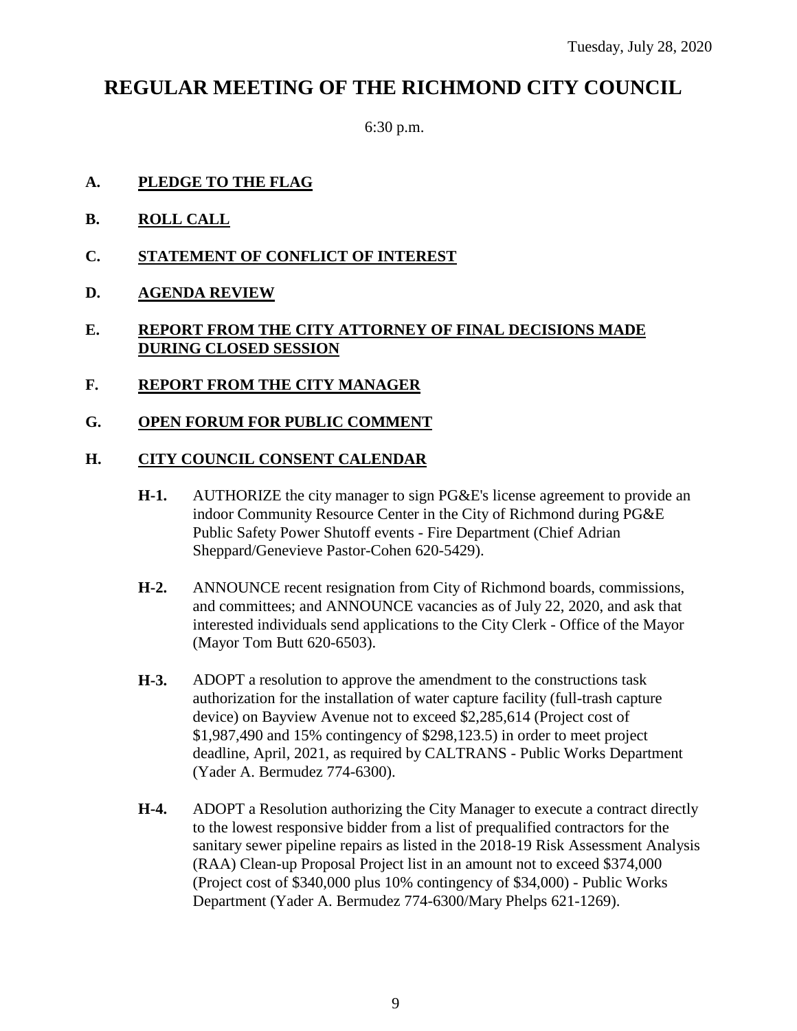Tuesday, July 28, 2020

# REGULAR MEETING OF THE RICHMOND CITY COUNCIL

6:30 p.m.

**A. PLEDGE TO THE FLAG**

**B. ROLL CALL**

**C. STATEMENT OF CONFLICT OF INTEREST**

**D. AGENDA REVIEW**

**E. REPORT FROM THE CITY ATTORNEY OF FINAL DECISIONS MADE DURING CLOSED SESSION**

**F. REPORT FROM THE CITY MANAGER**

**G. OPEN FORUM FOR PUBLIC COMMENT**

**H. CITY COUNCIL CONSENT CALENDAR**

**H-1.** AUTHORIZE the city manager to sign PG&E's license agreement to provide an indoor Community Resource Center in the City of Richmond during PG&E Public Safety Power Shutoff events - Fire Department (Chief Adrian Sheppard/Genevieve Pastor-Cohen 620-5429).

**H-2.** ANNOUNCE recent resignation from City of Richmond boards, commissions, and committees; and ANNOUNCE vacancies as of July 22, 2020, and ask that interested individuals send applications to the City Clerk - Office of the Mayor (Mayor Tom Butt 620-6503).

**H-3.** ADOPT a resolution to approve the amendment to the constructions task authorization for the installation of water capture facility (full-trash capture device) on Bayview Avenue not to exceed $2,285,614 (Project cost of $1,987,490 and 15% contingency of $298,123.5) in order to meet project deadline, April, 2021, as required by CALTRANS - Public Works Department (Yader A. Bermudez 774-6300).

**H-4.** ADOPT a Resolution authorizing the City Manager to execute a contract directly to the lowest responsive bidder from a list of prequalified contractors for the sanitary sewer pipeline repairs as listed in the 2018-19 Risk Assessment Analysis (RAA) Clean-up Proposal Project list in an amount not to exceed $374,000 (Project cost of $340,000 plus 10% contingency of $34,000) - Public Works Department (Yader A. Bermudez 774-6300/Mary Phelps 621-1269).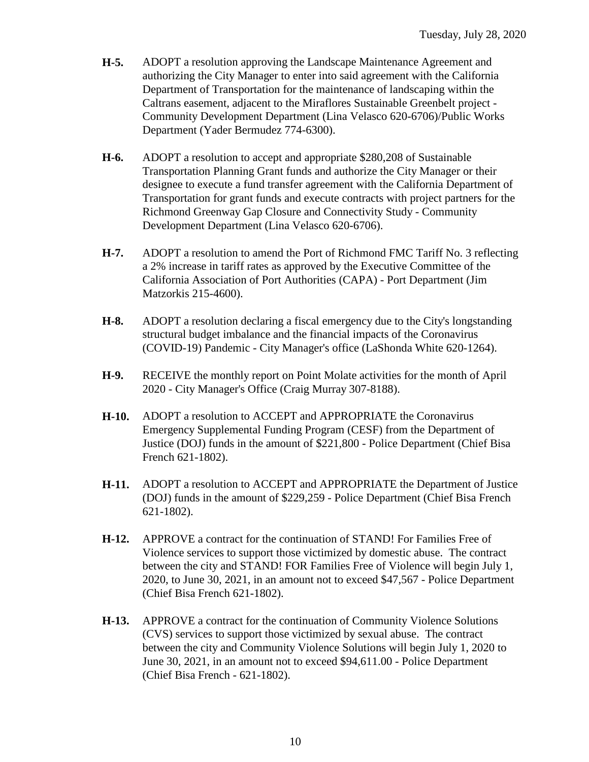**H-5.** ADOPT a resolution approving the Landscape Maintenance Agreement and authorizing the City Manager to enter into said agreement with the California Department of Transportation for the maintenance of landscaping within the Caltrans easement, adjacent to the Miraflores Sustainable Greenbelt project - Community Development Department (Lina Velasco 620-6706)/Public Works Department (Yader Bermudez 774-6300).

**H-6.** ADOPT a resolution to accept and appropriate $280,208 of Sustainable Transportation Planning Grant funds and authorize the City Manager or their designee to execute a fund transfer agreement with the California Department of Transportation for grant funds and execute contracts with project partners for the Richmond Greenway Gap Closure and Connectivity Study - Community Development Department (Lina Velasco 620-6706).

**H-7.** ADOPT a resolution to amend the Port of Richmond FMC Tariff No. 3 reflecting a 2% increase in tariff rates as approved by the Executive Committee of the California Association of Port Authorities (CAPA) - Port Department (Jim Matzorkis 215-4600).

**H-8.** ADOPT a resolution declaring a fiscal emergency due to the City's longstanding structural budget imbalance and the financial impacts of the Coronavirus (COVID-19) Pandemic - City Manager's office (LaShonda White 620-1264).

**H-9.** RECEIVE the monthly report on Point Molate activities for the month of April 2020 - City Manager's Office (Craig Murray 307-8188).

**H-10.** ADOPT a resolution to ACCEPT and APPROPRIATE the Coronavirus Emergency Supplemental Funding Program (CESF) from the Department of Justice (DOJ) funds in the amount of $221,800 - Police Department (Chief Bisa French 621-1802).

**H-11.** ADOPT a resolution to ACCEPT and APPROPRIATE the Department of Justice (DOJ) funds in the amount of $229,259 - Police Department (Chief Bisa French 621-1802).

**H-12.** APPROVE a contract for the continuation of STAND! For Families Free of Violence services to support those victimized by domestic abuse. The contract between the city and STAND! FOR Families Free of Violence will begin July 1, 2020, to June 30, 2021, in an amount not to exceed $47,567 - Police Department (Chief Bisa French 621-1802).

**H-13.** APPROVE a contract for the continuation of Community Violence Solutions (CVS) services to support those victimized by sexual abuse. The contract between the city and Community Violence Solutions will begin July 1, 2020 to June 30, 2021, in an amount not to exceed $94,611.00 - Police Department (Chief Bisa French - 621-1802).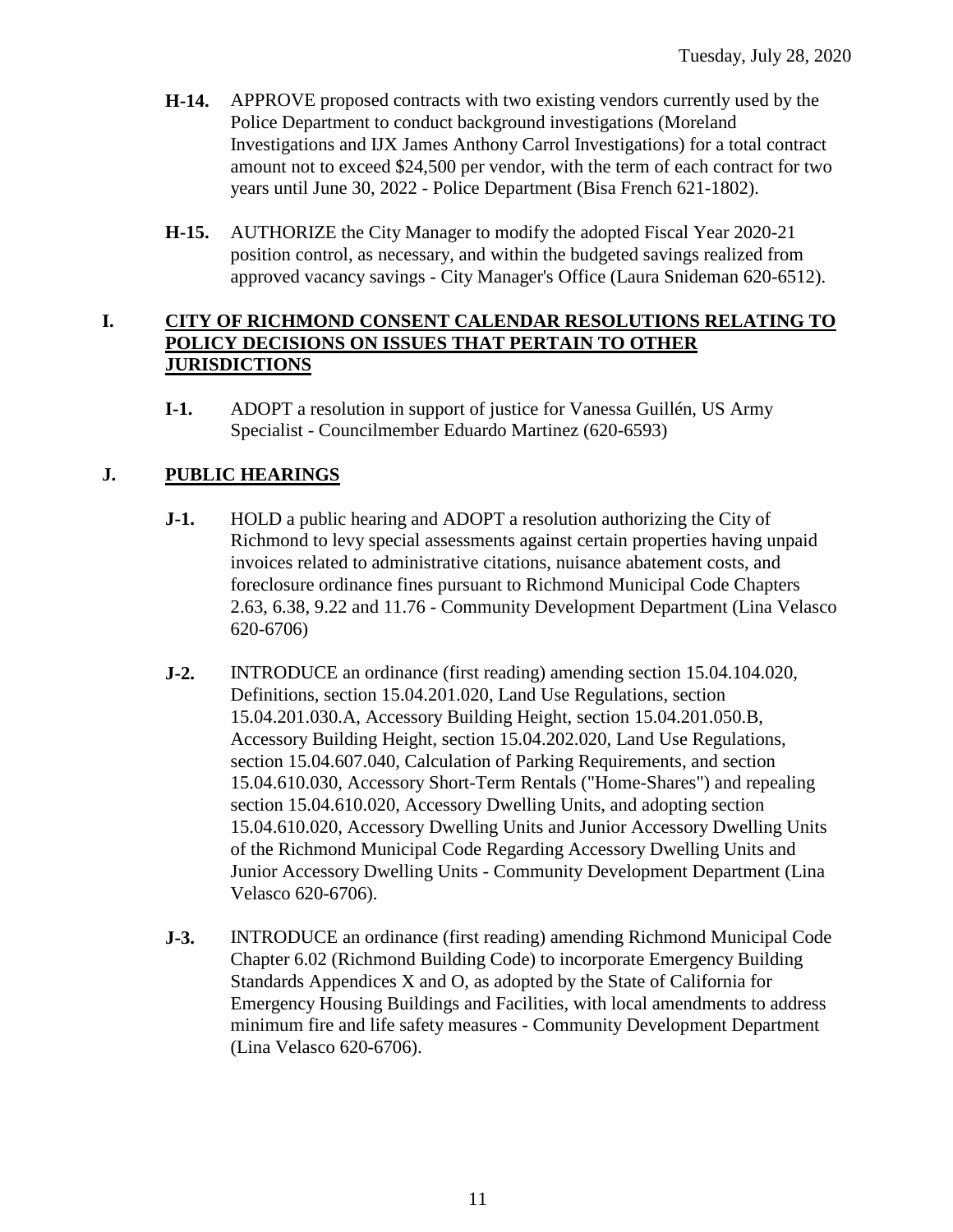**H-14.** APPROVE proposed contracts with two existing vendors currently used by the Police Department to conduct background investigations (Moreland Investigations and IJX James Anthony Carrol Investigations) for a total contract amount not to exceed $24,500 per vendor, with the term of each contract for two years until June 30, 2022 - Police Department (Bisa French 621-1802).

**H-15.** AUTHORIZE the City Manager to modify the adopted Fiscal Year 2020-21 position control, as necessary, and within the budgeted savings realized from approved vacancy savings - City Manager's Office (Laura Snideman 620-6512).

## I. CITY OF RICHMOND CONSENT CALENDAR RESOLUTIONS RELATING TO POLICY DECISIONS ON ISSUES THAT PERTAIN TO OTHER JURISDICTIONS

**I-1.** ADOPT a resolution in support of justice for Vanessa Guillén, US Army Specialist - Councilmember Eduardo Martinez (620-6593)

## J. PUBLIC HEARINGS

**J-1.** HOLD a public hearing and ADOPT a resolution authorizing the City of Richmond to levy special assessments against certain properties having unpaid invoices related to administrative citations, nuisance abatement costs, and foreclosure ordinance fines pursuant to Richmond Municipal Code Chapters 2.63, 6.38, 9.22 and 11.76 - Community Development Department (Lina Velasco 620-6706)

**J-2.** INTRODUCE an ordinance (first reading) amending section 15.04.104.020, Definitions, section 15.04.201.020, Land Use Regulations, section 15.04.201.030.A, Accessory Building Height, section 15.04.201.050.B, Accessory Building Height, section 15.04.202.020, Land Use Regulations, section 15.04.607.040, Calculation of Parking Requirements, and section 15.04.610.030, Accessory Short-Term Rentals ("Home-Shares") and repealing section 15.04.610.020, Accessory Dwelling Units, and adopting section 15.04.610.020, Accessory Dwelling Units and Junior Accessory Dwelling Units of the Richmond Municipal Code Regarding Accessory Dwelling Units and Junior Accessory Dwelling Units - Community Development Department (Lina Velasco 620-6706).

**J-3.** INTRODUCE an ordinance (first reading) amending Richmond Municipal Code Chapter 6.02 (Richmond Building Code) to incorporate Emergency Building Standards Appendices X and O, as adopted by the State of California for Emergency Housing Buildings and Facilities, with local amendments to address minimum fire and life safety measures - Community Development Department (Lina Velasco 620-6706).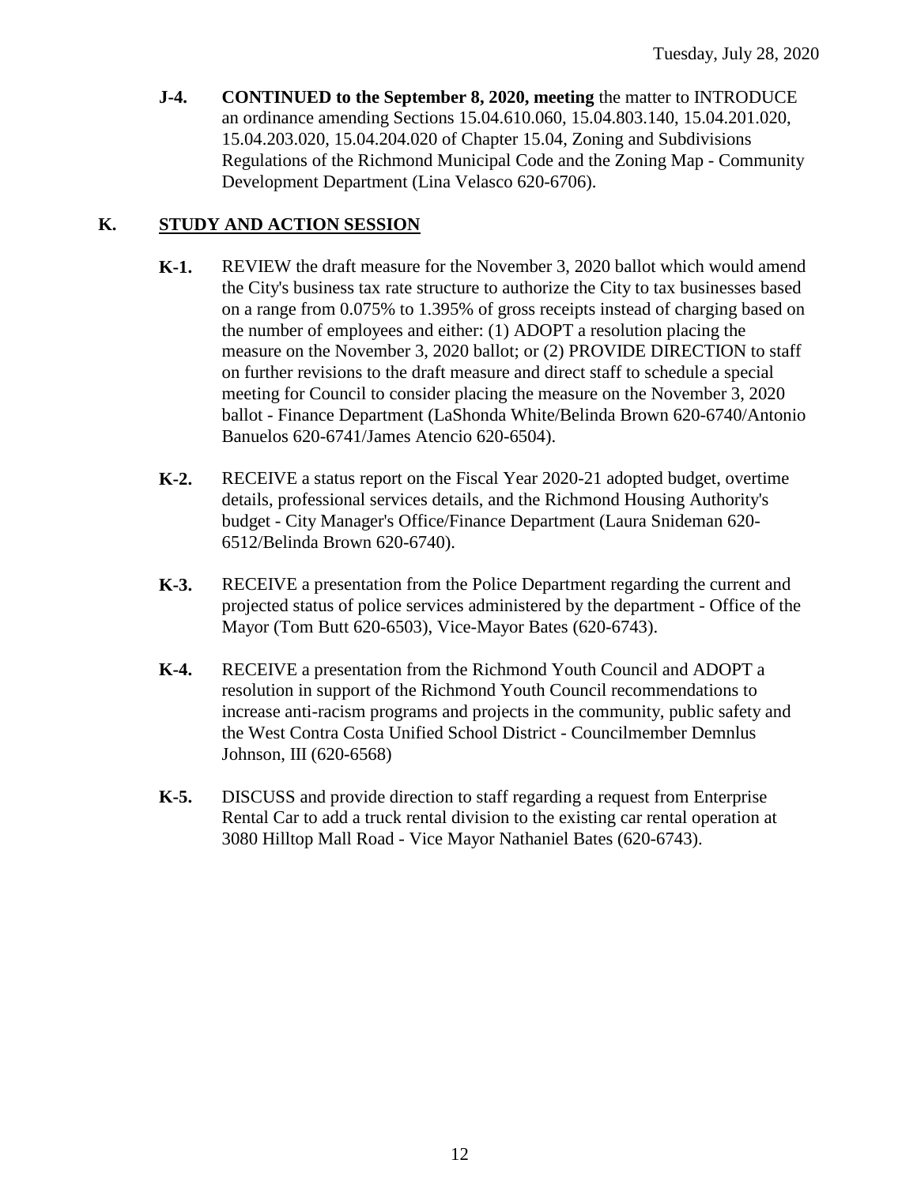**J-4.** **CONTINUED to the September 8, 2020, meeting** the matter to INTRODUCE an ordinance amending Sections 15.04.610.060, 15.04.803.140, 15.04.201.020, 15.04.203.020, 15.04.204.020 of Chapter 15.04, Zoning and Subdivisions Regulations of the Richmond Municipal Code and the Zoning Map - Community Development Department (Lina Velasco 620-6706).

## K. STUDY AND ACTION SESSION

**K-1.** REVIEW the draft measure for the November 3, 2020 ballot which would amend the City's business tax rate structure to authorize the City to tax businesses based on a range from 0.075% to 1.395% of gross receipts instead of charging based on the number of employees and either: (1) ADOPT a resolution placing the measure on the November 3, 2020 ballot; or (2) PROVIDE DIRECTION to staff on further revisions to the draft measure and direct staff to schedule a special meeting for Council to consider placing the measure on the November 3, 2020 ballot - Finance Department (LaShonda White/Belinda Brown 620-6740/Antonio Banuelos 620-6741/James Atencio 620-6504).

**K-2.** RECEIVE a status report on the Fiscal Year 2020-21 adopted budget, overtime details, professional services details, and the Richmond Housing Authority's budget - City Manager's Office/Finance Department (Laura Snideman 620-6512/Belinda Brown 620-6740).

**K-3.** RECEIVE a presentation from the Police Department regarding the current and projected status of police services administered by the department - Office of the Mayor (Tom Butt 620-6503), Vice-Mayor Bates (620-6743).

**K-4.** RECEIVE a presentation from the Richmond Youth Council and ADOPT a resolution in support of the Richmond Youth Council recommendations to increase anti-racism programs and projects in the community, public safety and the West Contra Costa Unified School District - Councilmember Demnlus Johnson, III (620-6568)

**K-5.** DISCUSS and provide direction to staff regarding a request from Enterprise Rental Car to add a truck rental division to the existing car rental operation at 3080 Hilltop Mall Road - Vice Mayor Nathaniel Bates (620-6743).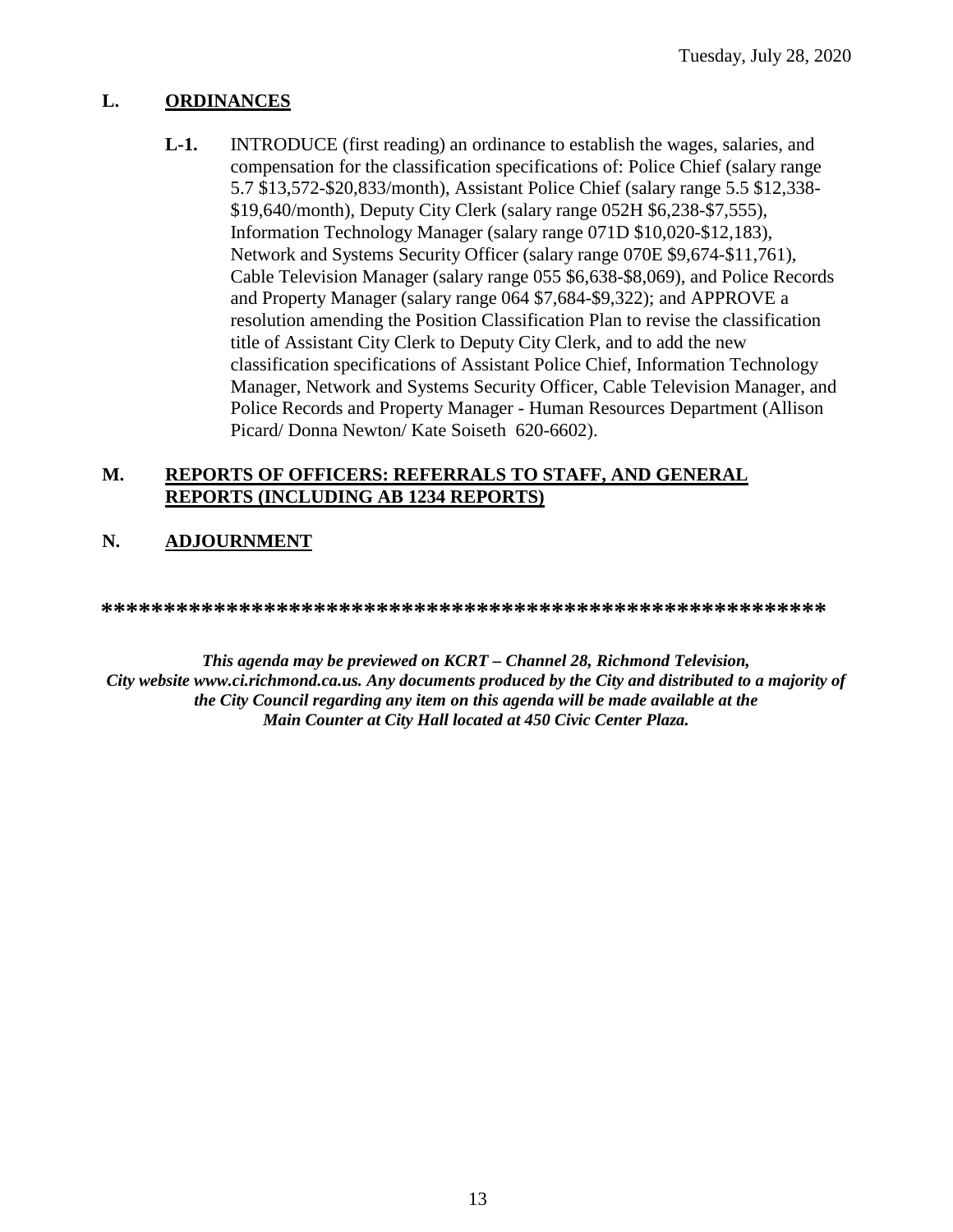## L. ORDINANCES

**L-1.** INTRODUCE (first reading) an ordinance to establish the wages, salaries, and compensation for the classification specifications of: Police Chief (salary range 5.7 $13,572-$20,833/month), Assistant Police Chief (salary range 5.5 $12,338-$19,640/month), Deputy City Clerk (salary range 052H $6,238-$7,555), Information Technology Manager (salary range 071D $10,020-$12,183), Network and Systems Security Officer (salary range 070E $9,674-$11,761), Cable Television Manager (salary range 055 $6,638-$8,069), and Police Records and Property Manager (salary range 064 $7,684-$9,322); and APPROVE a resolution amending the Position Classification Plan to revise the classification title of Assistant City Clerk to Deputy City Clerk, and to add the new classification specifications of Assistant Police Chief, Information Technology Manager, Network and Systems Security Officer, Cable Television Manager, and Police Records and Property Manager - Human Resources Department (Allison Picard/ Donna Newton/ Kate Soiseth 620-6602).

## M. REPORTS OF OFFICERS: REFERRALS TO STAFF, AND GENERAL REPORTS (INCLUDING AB 1234 REPORTS)

## N. ADJOURNMENT

**********************************************************

***This agenda may be previewed on KCRT – Channel 28, Richmond Television, City website www.ci.richmond.ca.us. Any documents produced by the City and distributed to a majority of the City Council regarding any item on this agenda will be made available at the Main Counter at City Hall located at 450 Civic Center Plaza.***